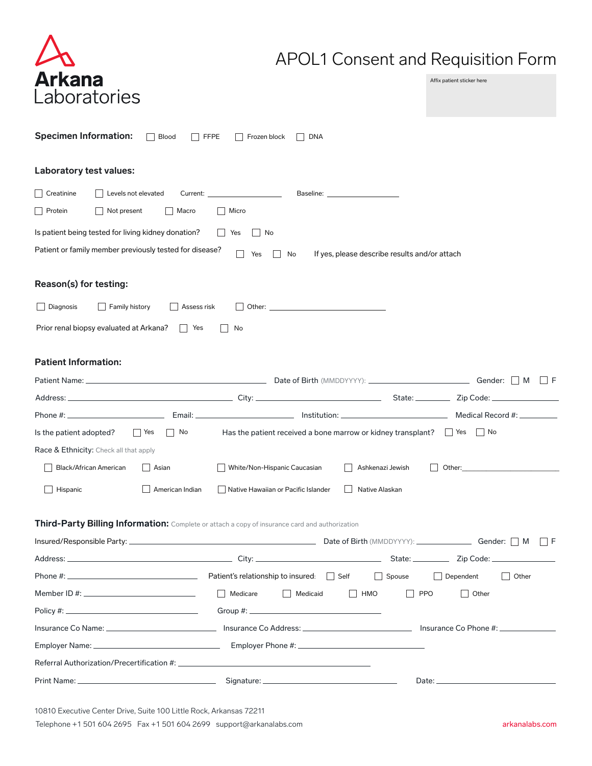Arkana Laboratories

# APOL1 Consent and Requisition Form

Affix patient sticker here

**Specimen Information:** ☐ Blood ☐ FFPE ☐ Frozen block ☐ DNA

## Laboratory test values:

☐ Creatinine ☐ Levels not elevated Current: ____________ Baseline: ____________

☐ Protein ☐ Not present ☐ Macro ☐ Micro

Is patient being tested for living kidney donation? ☐ Yes ☐ No

Patient or family member previously tested for disease? ☐ Yes ☐ No If yes, please describe results and/or attach

## Reason(s) for testing:

☐ Diagnosis ☐ Family history ☐ Assess risk ☐ Other: ____________

Prior renal biopsy evaluated at Arkana? ☐ Yes ☐ No

## Patient Information:

Patient Name: ____________ Date of Birth (MMDDYYYY): ____________ Gender: ☐ M ☐ F

Address: ____________ City: ____________ State: ________ Zip Code: ____________

Phone #: ____________ Email: ____________ Institution: ____________ Medical Record #: ________

Is the patient adopted? ☐ Yes ☐ No Has the patient received a bone marrow or kidney transplant? ☐ Yes ☐ No

Race & Ethnicity: Check all that apply

☐ Black/African American ☐ Asian ☐ White/Non-Hispanic Caucasian ☐ Ashkenazi Jewish ☐ Other: ____________

☐ Hispanic ☐ American Indian ☐ Native Hawaiian or Pacific Islander ☐ Native Alaskan

## Third-Party Billing Information: Complete or attach a copy of insurance card and authorization

Insured/Responsible Party: ____________ Date of Birth (MMDDYYYY): ____________ Gender: ☐ M ☐ F

Address: ____________ City: ____________ State: ________ Zip Code: ____________

Phone #: ____________ Patient's relationship to insured: ☐ Self ☐ Spouse ☐ Dependent ☐ Other

Member ID #: ____________ ☐ Medicare ☐ Medicaid ☐ HMO ☐ PPO ☐ Other

Policy #: ____________ Group #: ____________

Insurance Co Name: ____________ Insurance Co Address: ____________ Insurance Co Phone #: ____________

Employer Name: ____________ Employer Phone #: ____________

Referral Authorization/Precertification #: ____________

Print Name: ____________ Signature: ____________ Date: ____________

10810 Executive Center Drive, Suite 100 Little Rock, Arkansas 72211
Telephone +1 501 604 2695 Fax +1 501 604 2699 support@arkanalabs.com

arkanalabs.com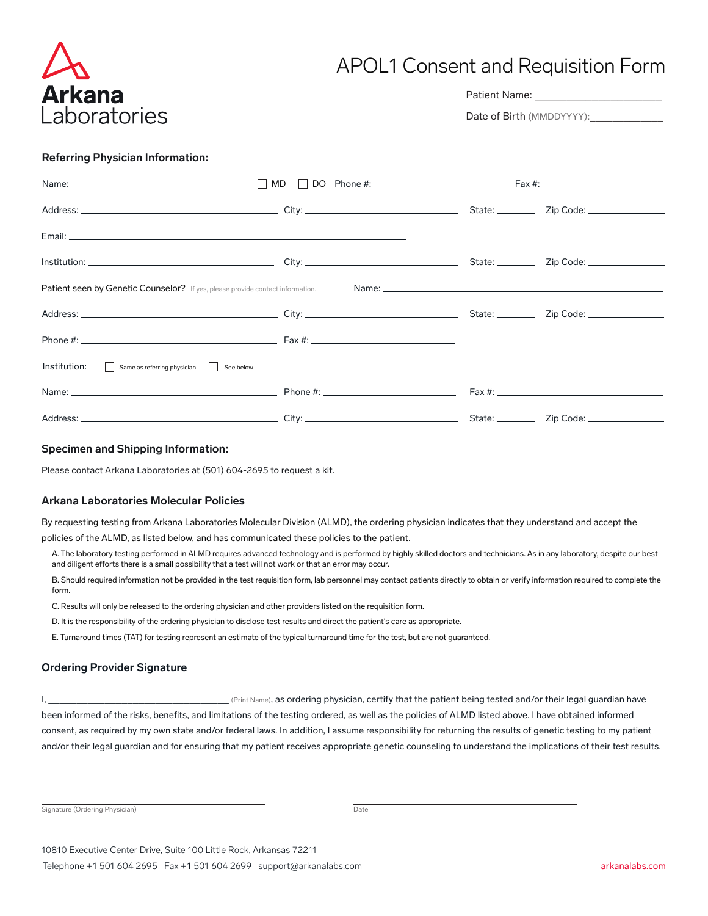Arkana
Laboratories

# APOL1 Consent and Requisition Form

Patient Name: ______________________

Date of Birth (MMDDYYYY): ____________

### Referring Physician Information:

Name: ______________________ ☐ MD ☐ DO Phone #: ______________________ Fax #: ______________________

Address: ______________________ City: ______________________ State: ________ Zip Code: ______________

Email: ______________________________________________

Institution: ______________________ City: ______________________ State: ________ Zip Code: ______________

Patient seen by Genetic Counselor? If yes, please provide contact information. Name: ______________________

Address: ______________________ City: ______________________ State: ________ Zip Code: ______________

Phone #: ______________________ Fax #: ______________________

Institution: ☐ Same as referring physician ☐ See below

Name: ______________________ Phone #: ______________________ Fax #: ______________________

Address: ______________________ City: ______________________ State: ________ Zip Code: ______________

### Specimen and Shipping Information:

Please contact Arkana Laboratories at (501) 604-2695 to request a kit.

### Arkana Laboratories Molecular Policies

By requesting testing from Arkana Laboratories Molecular Division (ALMD), the ordering physician indicates that they understand and accept the policies of the ALMD, as listed below, and has communicated these policies to the patient.

A. The laboratory testing performed in ALMD requires advanced technology and is performed by highly skilled doctors and technicians. As in any laboratory, despite our best and diligent efforts there is a small possibility that a test will not work or that an error may occur.

B. Should required information not be provided in the test requisition form, lab personnel may contact patients directly to obtain or verify information required to complete the form.

C. Results will only be released to the ordering physician and other providers listed on the requisition form.

D. It is the responsibility of the ordering physician to disclose test results and direct the patient's care as appropriate.

E. Turnaround times (TAT) for testing represent an estimate of the typical turnaround time for the test, but are not guaranteed.

### Ordering Provider Signature

I, ______________________ (Print Name), as ordering physician, certify that the patient being tested and/or their legal guardian have been informed of the risks, benefits, and limitations of the testing ordered, as well as the policies of ALMD listed above. I have obtained informed consent, as required by my own state and/or federal laws. In addition, I assume responsibility for returning the results of genetic testing to my patient and/or their legal guardian and for ensuring that my patient receives appropriate genetic counseling to understand the implications of their test results.

______________________ Signature (Ordering Physician)

______________________ Date

10810 Executive Center Drive, Suite 100 Little Rock, Arkansas 72211

Telephone +1 501 604 2695 Fax +1 501 604 2699 support@arkanalabs.com

arkanalabs.com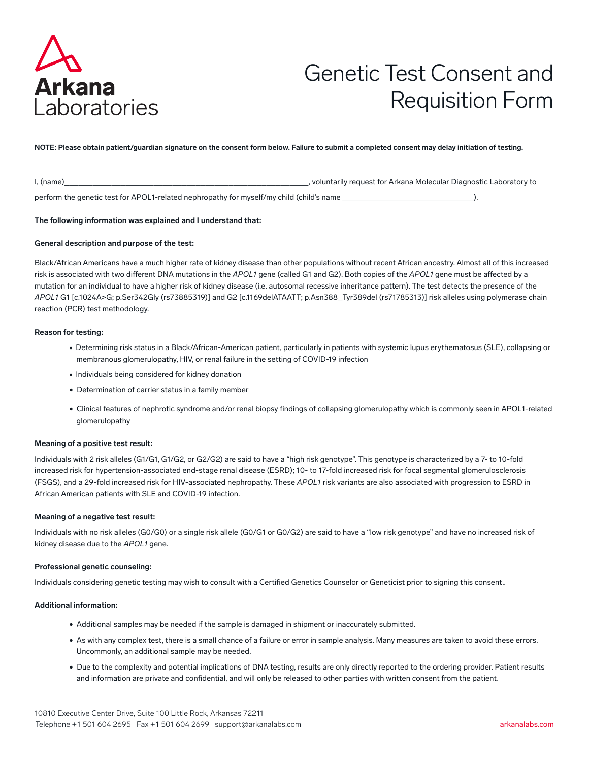Arkana Laboratories

# Genetic Test Consent and Requisition Form

**NOTE: Please obtain patient/guardian signature on the consent form below. Failure to submit a completed consent may delay initiation of testing.**

I, (name)___________________________________________________________, voluntarily request for Arkana Molecular Diagnostic Laboratory to perform the genetic test for APOL1-related nephropathy for myself/my child (child's name ________________________________).

**The following information was explained and I understand that:**

**General description and purpose of the test:**

Black/African Americans have a much higher rate of kidney disease than other populations without recent African ancestry. Almost all of this increased risk is associated with two different DNA mutations in the *APOL1* gene (called G1 and G2). Both copies of the *APOL1* gene must be affected by a mutation for an individual to have a higher risk of kidney disease (i.e. autosomal recessive inheritance pattern). The test detects the presence of the *APOL1* G1 [c.1024A>G; p.Ser342Gly (rs73885319)] and G2 [c.1169delATAATT; p.Asn388_Tyr389del (rs71785313)] risk alleles using polymerase chain reaction (PCR) test methodology.

**Reason for testing:**

- Determining risk status in a Black/African-American patient, particularly in patients with systemic lupus erythematosus (SLE), collapsing or membranous glomerulopathy, HIV, or renal failure in the setting of COVID-19 infection
- Individuals being considered for kidney donation
- Determination of carrier status in a family member
- Clinical features of nephrotic syndrome and/or renal biopsy findings of collapsing glomerulopathy which is commonly seen in APOL1-related glomerulopathy

**Meaning of a positive test result:**

Individuals with 2 risk alleles (G1/G1, G1/G2, or G2/G2) are said to have a "high risk genotype". This genotype is characterized by a 7- to 10-fold increased risk for hypertension-associated end-stage renal disease (ESRD); 10- to 17-fold increased risk for focal segmental glomerulosclerosis (FSGS), and a 29-fold increased risk for HIV-associated nephropathy. These *APOL1* risk variants are also associated with progression to ESRD in African American patients with SLE and COVID-19 infection.

**Meaning of a negative test result:**

Individuals with no risk alleles (G0/G0) or a single risk allele (G0/G1 or G0/G2) are said to have a "low risk genotype" and have no increased risk of kidney disease due to the *APOL1* gene.

**Professional genetic counseling:**

Individuals considering genetic testing may wish to consult with a Certified Genetics Counselor or Geneticist prior to signing this consent..

**Additional information:**

- Additional samples may be needed if the sample is damaged in shipment or inaccurately submitted.
- As with any complex test, there is a small chance of a failure or error in sample analysis. Many measures are taken to avoid these errors. Uncommonly, an additional sample may be needed.
- Due to the complexity and potential implications of DNA testing, results are only directly reported to the ordering provider. Patient results and information are private and confidential, and will only be released to other parties with written consent from the patient.

10810 Executive Center Drive, Suite 100 Little Rock, Arkansas 72211
Telephone +1 501 604 2695 Fax +1 501 604 2699 support@arkanalabs.com arkanalabs.com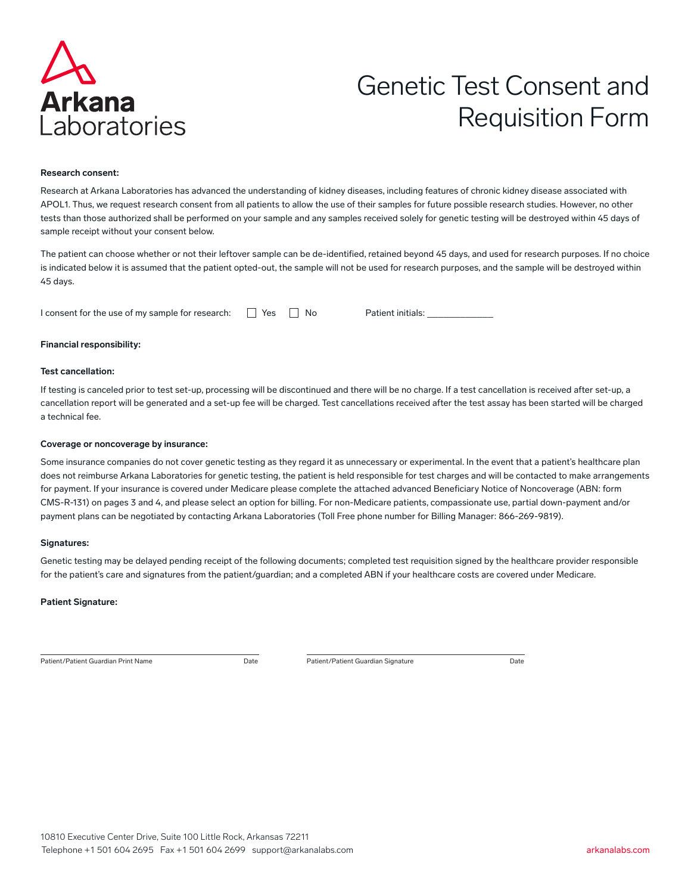Arkana Laboratories

# Genetic Test Consent and Requisition Form

**Research consent:**

Research at Arkana Laboratories has advanced the understanding of kidney diseases, including features of chronic kidney disease associated with APOL1. Thus, we request research consent from all patients to allow the use of their samples for future possible research studies. However, no other tests than those authorized shall be performed on your sample and any samples received solely for genetic testing will be destroyed within 45 days of sample receipt without your consent below.

The patient can choose whether or not their leftover sample can be de-identified, retained beyond 45 days, and used for research purposes. If no choice is indicated below it is assumed that the patient opted-out, the sample will not be used for research purposes, and the sample will be destroyed within 45 days.

I consent for the use of my sample for research: ☐ Yes ☐ No Patient initials: ______________

**Financial responsibility:**

**Test cancellation:**

If testing is canceled prior to test set-up, processing will be discontinued and there will be no charge. If a test cancellation is received after set-up, a cancellation report will be generated and a set-up fee will be charged. Test cancellations received after the test assay has been started will be charged a technical fee.

**Coverage or noncoverage by insurance:**

Some insurance companies do not cover genetic testing as they regard it as unnecessary or experimental. In the event that a patient's healthcare plan does not reimburse Arkana Laboratories for genetic testing, the patient is held responsible for test charges and will be contacted to make arrangements for payment. If your insurance is covered under Medicare please complete the attached advanced Beneficiary Notice of Noncoverage (ABN: form CMS-R-131) on pages 3 and 4, and please select an option for billing. For non-Medicare patients, compassionate use, partial down-payment and/or payment plans can be negotiated by contacting Arkana Laboratories (Toll Free phone number for Billing Manager: 866-269-9819).

**Signatures:**

Genetic testing may be delayed pending receipt of the following documents; completed test requisition signed by the healthcare provider responsible for the patient's care and signatures from the patient/guardian; and a completed ABN if your healthcare costs are covered under Medicare.

**Patient Signature:**

_______________________________________ _______________________________________

Patient/Patient Guardian Print Name Date Patient/Patient Guardian Signature Date

10810 Executive Center Drive, Suite 100 Little Rock, Arkansas 72211
Telephone +1 501 604 2695 Fax +1 501 604 2699 support@arkanalabs.com arkanalabs.com